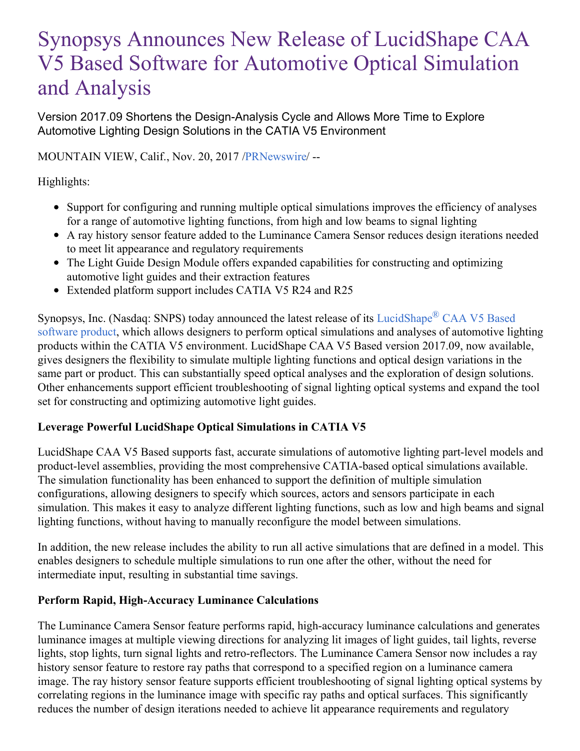# Synopsys Announces New Release of LucidShape CAA V5 Based Software for Automotive Optical Simulation and Analysis

Version 2017.09 Shortens the Design-Analysis Cycle and Allows More Time to Explore Automotive Lighting Design Solutions in the CATIA V5 Environment

MOUNTAIN VIEW, Calif., Nov. 20, 2017 /PRNewswire/ --

Highlights:

- Support for configuring and running multiple optical simulations improves the efficiency of analyses for a range of automotive lighting functions, from high and low beams to signal lighting
- A ray history sensor feature added to the Luminance Camera Sensor reduces design iterations needed to meet lit appearance and regulatory requirements
- The Light Guide Design Module offers expanded capabilities for constructing and optimizing automotive light guides and their extraction features
- Extended platform support includes CATIA V5 R24 and R25

Synopsys, Inc. (Nasdaq: SNPS) today announced the latest release of its LucidShape® CAA V5 Based software product, which allows designers to perform optical simulations and analyses of automotive lighting products within the CATIA V5 environment. LucidShape CAA V5 Based version 2017.09, now available, gives designers the flexibility to simulate multiple lighting functions and optical design variations in the same part or product. This can substantially speed optical analyses and the exploration of design solutions. Other enhancements support efficient troubleshooting of signal lighting optical systems and expand the tool set for constructing and optimizing automotive light guides.

**Leverage Powerful LucidShape Optical Simulations in CATIA V5**

LucidShape CAA V5 Based supports fast, accurate simulations of automotive lighting part-level models and product-level assemblies, providing the most comprehensive CATIA-based optical simulations available. The simulation functionality has been enhanced to support the definition of multiple simulation configurations, allowing designers to specify which sources, actors and sensors participate in each simulation. This makes it easy to analyze different lighting functions, such as low and high beams and signal lighting functions, without having to manually reconfigure the model between simulations.

In addition, the new release includes the ability to run all active simulations that are defined in a model. This enables designers to schedule multiple simulations to run one after the other, without the need for intermediate input, resulting in substantial time savings.

**Perform Rapid, High-Accuracy Luminance Calculations**

The Luminance Camera Sensor feature performs rapid, high-accuracy luminance calculations and generates luminance images at multiple viewing directions for analyzing lit images of light guides, tail lights, reverse lights, stop lights, turn signal lights and retro-reflectors. The Luminance Camera Sensor now includes a ray history sensor feature to restore ray paths that correspond to a specified region on a luminance camera image. The ray history sensor feature supports efficient troubleshooting of signal lighting optical systems by correlating regions in the luminance image with specific ray paths and optical surfaces. This significantly reduces the number of design iterations needed to achieve lit appearance requirements and regulatory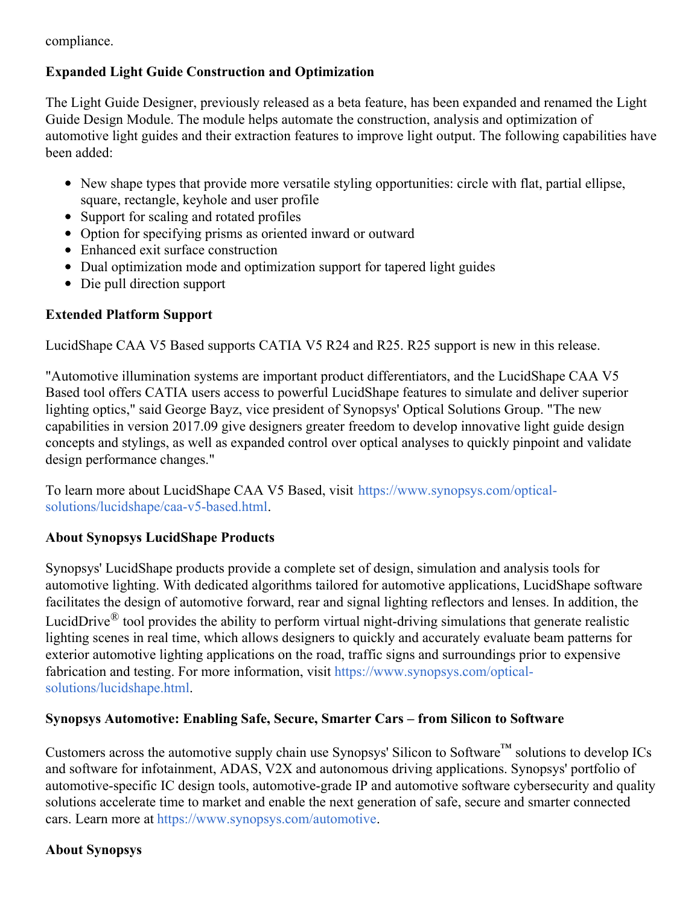compliance.

**Expanded Light Guide Construction and Optimization**

The Light Guide Designer, previously released as a beta feature, has been expanded and renamed the Light Guide Design Module. The module helps automate the construction, analysis and optimization of automotive light guides and their extraction features to improve light output. The following capabilities have been added:

- New shape types that provide more versatile styling opportunities: circle with flat, partial ellipse, square, rectangle, keyhole and user profile
- Support for scaling and rotated profiles
- Option for specifying prisms as oriented inward or outward
- Enhanced exit surface construction
- Dual optimization mode and optimization support for tapered light guides
- Die pull direction support

**Extended Platform Support**

LucidShape CAA V5 Based supports CATIA V5 R24 and R25. R25 support is new in this release.

"Automotive illumination systems are important product differentiators, and the LucidShape CAA V5 Based tool offers CATIA users access to powerful LucidShape features to simulate and deliver superior lighting optics," said George Bayz, vice president of Synopsys' Optical Solutions Group. "The new capabilities in version 2017.09 give designers greater freedom to develop innovative light guide design concepts and stylings, as well as expanded control over optical analyses to quickly pinpoint and validate design performance changes."

To learn more about LucidShape CAA V5 Based, visit https://www.synopsys.com/optical-solutions/lucidshape/caa-v5-based.html.

**About Synopsys LucidShape Products**

Synopsys' LucidShape products provide a complete set of design, simulation and analysis tools for automotive lighting. With dedicated algorithms tailored for automotive applications, LucidShape software facilitates the design of automotive forward, rear and signal lighting reflectors and lenses. In addition, the LucidDrive® tool provides the ability to perform virtual night-driving simulations that generate realistic lighting scenes in real time, which allows designers to quickly and accurately evaluate beam patterns for exterior automotive lighting applications on the road, traffic signs and surroundings prior to expensive fabrication and testing. For more information, visit https://www.synopsys.com/optical-solutions/lucidshape.html.

**Synopsys Automotive: Enabling Safe, Secure, Smarter Cars – from Silicon to Software**

Customers across the automotive supply chain use Synopsys' Silicon to Software™ solutions to develop ICs and software for infotainment, ADAS, V2X and autonomous driving applications. Synopsys' portfolio of automotive-specific IC design tools, automotive-grade IP and automotive software cybersecurity and quality solutions accelerate time to market and enable the next generation of safe, secure and smarter connected cars. Learn more at https://www.synopsys.com/automotive.

**About Synopsys**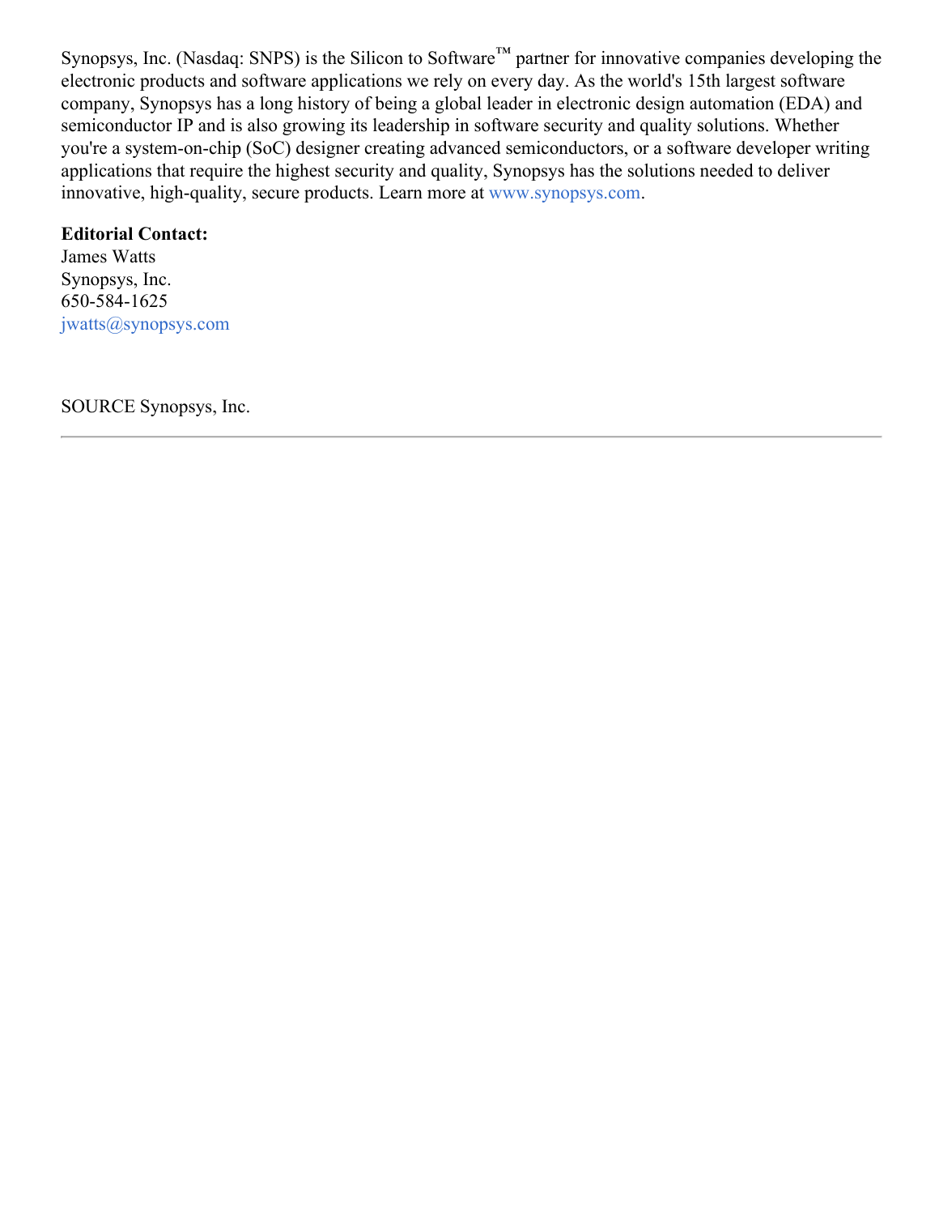Synopsys, Inc. (Nasdaq: SNPS) is the Silicon to Software™ partner for innovative companies developing the electronic products and software applications we rely on every day. As the world's 15th largest software company, Synopsys has a long history of being a global leader in electronic design automation (EDA) and semiconductor IP and is also growing its leadership in software security and quality solutions. Whether you're a system-on-chip (SoC) designer creating advanced semiconductors, or a software developer writing applications that require the highest security and quality, Synopsys has the solutions needed to deliver innovative, high-quality, secure products. Learn more at www.synopsys.com.

**Editorial Contact:**
James Watts
Synopsys, Inc.
650-584-1625
jwatts@synopsys.com

SOURCE Synopsys, Inc.

---